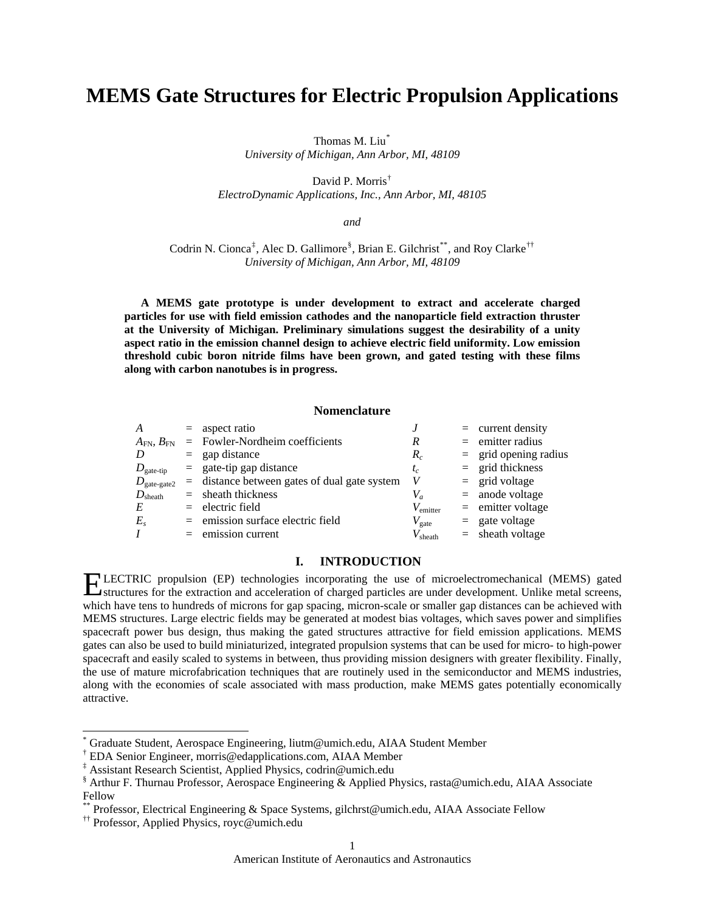# MEMS Gate Structures for Electric Propulsion Applications

Thomas M. Liu[*]
*University of Michigan, Ann Arbor, MI, 48109*

David P. Morris[†]
*ElectroDynamic Applications, Inc., Ann Arbor, MI, 48105*

*and*

Codrin N. Cionca[‡], Alec D. Gallimore[§], Brian E. Gilchrist[**], and Roy Clarke[††]
*University of Michigan, Ann Arbor, MI, 48109*

**A MEMS gate prototype is under development to extract and accelerate charged particles for use with field emission cathodes and the nanoparticle field extraction thruster at the University of Michigan. Preliminary simulations suggest the desirability of a unity aspect ratio in the emission channel design to achieve electric field uniformity. Low emission threshold cubic boron nitride films have been grown, and gated testing with these films along with carbon nanotubes is in progress.**

## Nomenclature

| | | | | | |
|---|---|---|---|---|---|
| $A$ | = | aspect ratio | $J$ | = | current density |
| $A_{FN}$, $B_{FN}$ | = | Fowler-Nordheim coefficients | $R$ | = | emitter radius |
| $D$ | = | gap distance | $R_c$ | = | grid opening radius |
| $D_{gate\text{-}tip}$ | = | gate-tip gap distance | $t_c$ | = | grid thickness |
| $D_{gate\text{-}gate2}$ | = | distance between gates of dual gate system | $V$ | = | grid voltage |
| $D_{sheath}$ | = | sheath thickness | $V_a$ | = | anode voltage |
| $E$ | = | electric field | $V_{emitter}$ | = | emitter voltage |
| $E_s$ | = | emission surface electric field | $V_{gate}$ | = | gate voltage |
| $I$ | = | emission current | $V_{sheath}$ | = | sheath voltage |

## I. INTRODUCTION

ELECTRIC propulsion (EP) technologies incorporating the use of microelectromechanical (MEMS) gated structures for the extraction and acceleration of charged particles are under development. Unlike metal screens, which have tens to hundreds of microns for gap spacing, micron-scale or smaller gap distances can be achieved with MEMS structures. Large electric fields may be generated at modest bias voltages, which saves power and simplifies spacecraft power bus design, thus making the gated structures attractive for field emission applications. MEMS gates can also be used to build miniaturized, integrated propulsion systems that can be used for micro- to high-power spacecraft and easily scaled to systems in between, thus providing mission designers with greater flexibility. Finally, the use of mature microfabrication techniques that are routinely used in the semiconductor and MEMS industries, along with the economies of scale associated with mass production, make MEMS gates potentially economically attractive.

---

[*] Graduate Student, Aerospace Engineering, liutm@umich.edu, AIAA Student Member
[†] EDA Senior Engineer, morris@edapplications.com, AIAA Member
[‡] Assistant Research Scientist, Applied Physics, codrin@umich.edu
[§] Arthur F. Thurnau Professor, Aerospace Engineering & Applied Physics, rasta@umich.edu, AIAA Associate Fellow
[**] Professor, Electrical Engineering & Space Systems, gilchrst@umich.edu, AIAA Associate Fellow
[††] Professor, Applied Physics, royc@umich.edu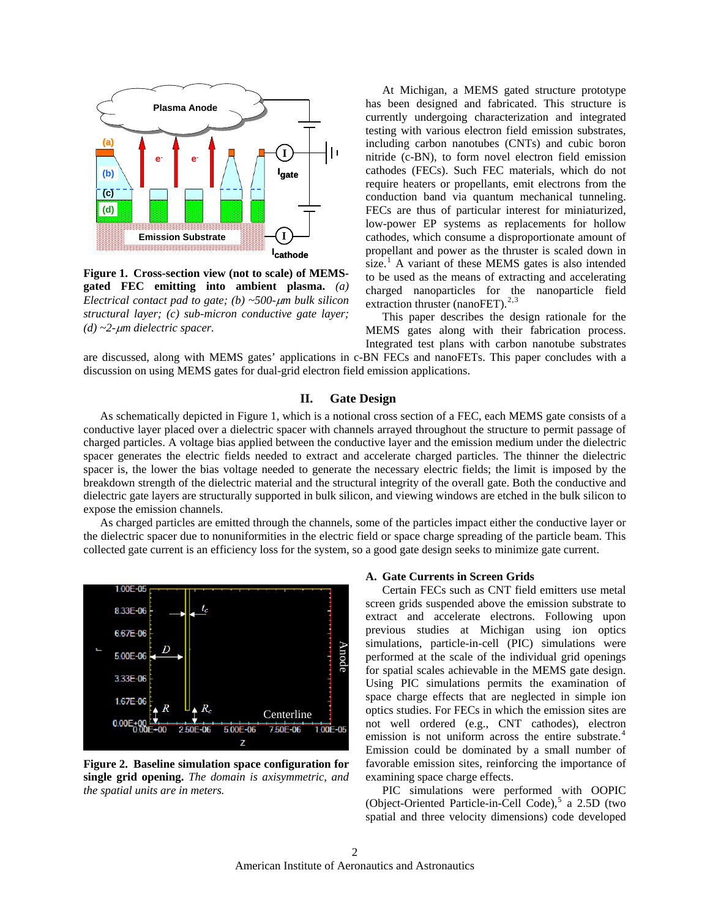Figure 1. Cross-section view (not to scale) of MEMS-gated FEC emitting into ambient plasma. *(a) Electrical contact pad to gate; (b) ~500-μm bulk silicon structural layer; (c) sub-micron conductive gate layer; (d) ~2-μm dielectric spacer.*

At Michigan, a MEMS gated structure prototype has been designed and fabricated. This structure is currently undergoing characterization and integrated testing with various electron field emission substrates, including carbon nanotubes (CNTs) and cubic boron nitride (c-BN), to form novel electron field emission cathodes (FECs). Such FEC materials, which do not require heaters or propellants, emit electrons from the conduction band via quantum mechanical tunneling. FECs are thus of particular interest for miniaturized, low-power EP systems as replacements for hollow cathodes, which consume a disproportionate amount of propellant and power as the thruster is scaled down in size.[1] A variant of these MEMS gates is also intended to be used as the means of extracting and accelerating charged nanoparticles for the nanoparticle field extraction thruster (nanoFET).[2,3]

This paper describes the design rationale for the MEMS gates along with their fabrication process. Integrated test plans with carbon nanotube substrates are discussed, along with MEMS gates' applications in c-BN FECs and nanoFETs. This paper concludes with a discussion on using MEMS gates for dual-grid electron field emission applications.

## II. Gate Design

As schematically depicted in Figure 1, which is a notional cross section of a FEC, each MEMS gate consists of a conductive layer placed over a dielectric spacer with channels arrayed throughout the structure to permit passage of charged particles. A voltage bias applied between the conductive layer and the emission medium under the dielectric spacer generates the electric fields needed to extract and accelerate charged particles. The thinner the dielectric spacer is, the lower the bias voltage needed to generate the necessary electric fields; the limit is imposed by the breakdown strength of the dielectric material and the structural integrity of the overall gate. Both the conductive and dielectric gate layers are structurally supported in bulk silicon, and viewing windows are etched in the bulk silicon to expose the emission channels.

As charged particles are emitted through the channels, some of the particles impact either the conductive layer or the dielectric spacer due to nonuniformities in the electric field or space charge spreading of the particle beam. This collected gate current is an efficiency loss for the system, so a good gate design seeks to minimize gate current.

Figure 2. Baseline simulation space configuration for single grid opening. *The domain is axisymmetric, and the spatial units are in meters.*

### A. Gate Currents in Screen Grids

Certain FECs such as CNT field emitters use metal screen grids suspended above the emission substrate to extract and accelerate electrons. Following upon previous studies at Michigan using ion optics simulations, particle-in-cell (PIC) simulations were performed at the scale of the individual grid openings for spatial scales achievable in the MEMS gate design. Using PIC simulations permits the examination of space charge effects that are neglected in simple ion optics studies. For FECs in which the emission sites are not well ordered (e.g., CNT cathodes), electron emission is not uniform across the entire substrate.[4] Emission could be dominated by a small number of favorable emission sites, reinforcing the importance of examining space charge effects.

PIC simulations were performed with OOPIC (Object-Oriented Particle-in-Cell Code),[5] a 2.5D (two spatial and three velocity dimensions) code developed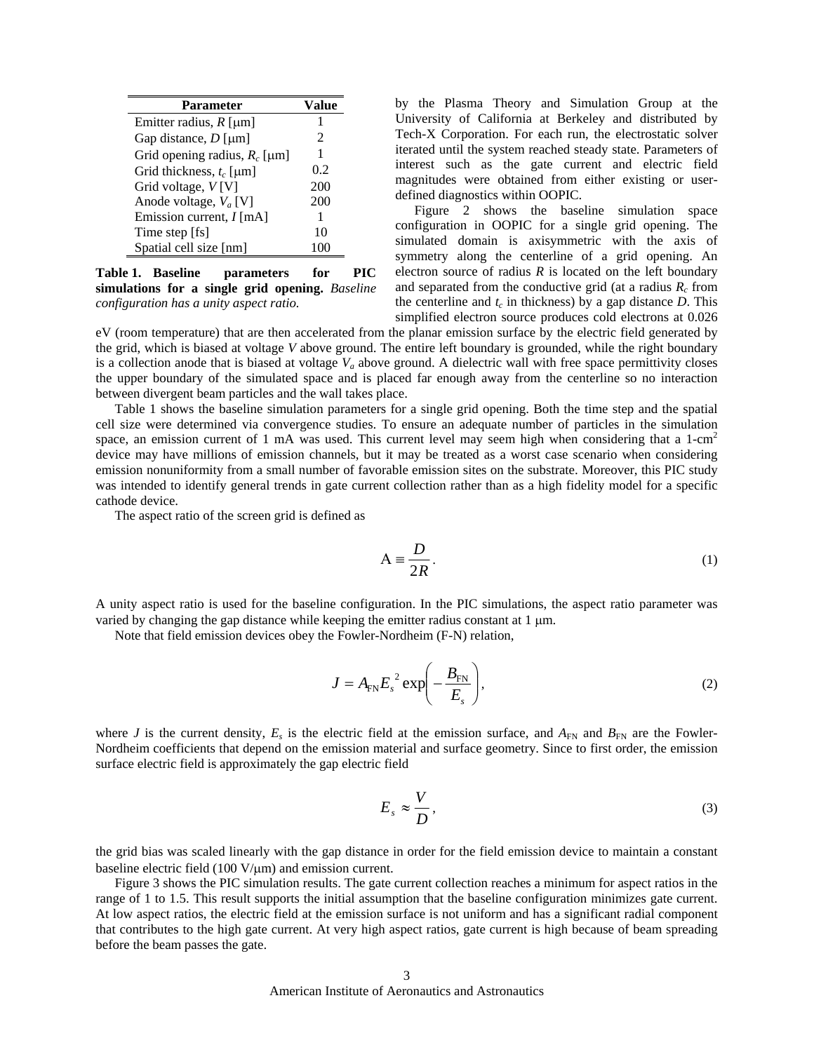| Parameter | Value |
|---|---|
| Emitter radius, $R$ [μm] | 1 |
| Gap distance, $D$ [μm] | 2 |
| Grid opening radius, $R_c$ [μm] | 1 |
| Grid thickness, $t_c$ [μm] | 0.2 |
| Grid voltage, $V$ [V] | 200 |
| Anode voltage, $V_a$ [V] | 200 |
| Emission current, $I$ [mA] | 1 |
| Time step [fs] | 10 |
| Spatial cell size [nm] | 100 |

**Table 1. Baseline parameters for PIC simulations for a single grid opening.** *Baseline configuration has a unity aspect ratio.*

by the Plasma Theory and Simulation Group at the University of California at Berkeley and distributed by Tech-X Corporation. For each run, the electrostatic solver iterated until the system reached steady state. Parameters of interest such as the gate current and electric field magnitudes were obtained from either existing or user-defined diagnostics within OOPIC.

Figure 2 shows the baseline simulation space configuration in OOPIC for a single grid opening. The simulated domain is axisymmetric with the axis of symmetry along the centerline of a grid opening. An electron source of radius $R$ is located on the left boundary and separated from the conductive grid (at a radius $R_c$ from the centerline and $t_c$ in thickness) by a gap distance $D$. This simplified electron source produces cold electrons at 0.026 eV (room temperature) that are then accelerated from the planar emission surface by the electric field generated by the grid, which is biased at voltage $V$ above ground. The entire left boundary is grounded, while the right boundary is a collection anode that is biased at voltage $V_a$ above ground. A dielectric wall with free space permittivity closes the upper boundary of the simulated space and is placed far enough away from the centerline so no interaction between divergent beam particles and the wall takes place.

Table 1 shows the baseline simulation parameters for a single grid opening. Both the time step and the spatial cell size were determined via convergence studies. To ensure an adequate number of particles in the simulation space, an emission current of 1 mA was used. This current level may seem high when considering that a 1-cm$^2$ device may have millions of emission channels, but it may be treated as a worst case scenario when considering emission nonuniformity from a small number of favorable emission sites on the substrate. Moreover, this PIC study was intended to identify general trends in gate current collection rather than as a high fidelity model for a specific cathode device.

The aspect ratio of the screen grid is defined as

$$\mathrm{A} \equiv \frac{D}{2R}. \tag{1}$$

A unity aspect ratio is used for the baseline configuration. In the PIC simulations, the aspect ratio parameter was varied by changing the gap distance while keeping the emitter radius constant at 1 μm.

Note that field emission devices obey the Fowler-Nordheim (F-N) relation,

$$J = A_{\mathrm{FN}} E_s^{\,2} \exp\left(-\frac{B_{\mathrm{FN}}}{E_s}\right), \tag{2}$$

where $J$ is the current density, $E_s$ is the electric field at the emission surface, and $A_{\mathrm{FN}}$ and $B_{\mathrm{FN}}$ are the Fowler-Nordheim coefficients that depend on the emission material and surface geometry. Since to first order, the emission surface electric field is approximately the gap electric field

$$E_s \approx \frac{V}{D}, \tag{3}$$

the grid bias was scaled linearly with the gap distance in order for the field emission device to maintain a constant baseline electric field (100 V/μm) and emission current.

Figure 3 shows the PIC simulation results. The gate current collection reaches a minimum for aspect ratios in the range of 1 to 1.5. This result supports the initial assumption that the baseline configuration minimizes gate current. At low aspect ratios, the electric field at the emission surface is not uniform and has a significant radial component that contributes to the high gate current. At very high aspect ratios, gate current is high because of beam spreading before the beam passes the gate.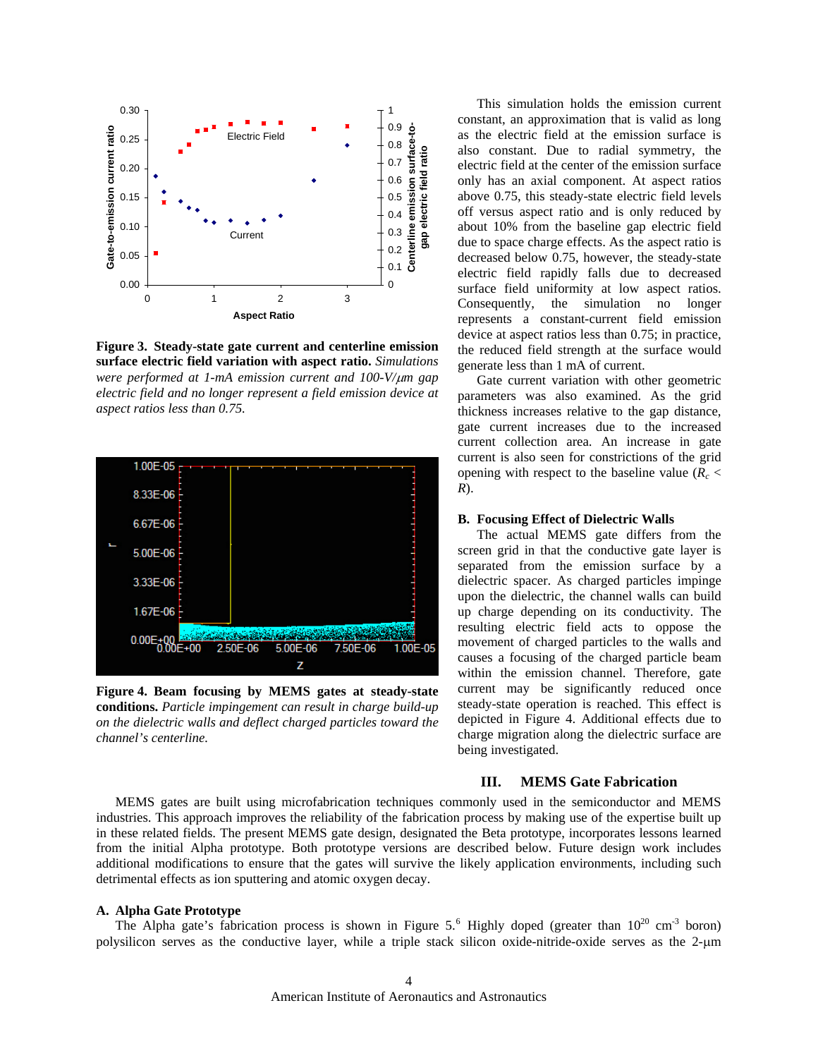**Figure 3. Steady-state gate current and centerline emission surface electric field variation with aspect ratio.** *Simulations were performed at 1-mA emission current and 100-V/μm gap electric field and no longer represent a field emission device at aspect ratios less than 0.75.*

**Figure 4. Beam focusing by MEMS gates at steady-state conditions.** *Particle impingement can result in charge build-up on the dielectric walls and deflect charged particles toward the channel's centerline.*

This simulation holds the emission current constant, an approximation that is valid as long as the electric field at the emission surface is also constant. Due to radial symmetry, the electric field at the center of the emission surface only has an axial component. At aspect ratios above 0.75, this steady-state electric field levels off versus aspect ratio and is only reduced by about 10% from the baseline gap electric field due to space charge effects. As the aspect ratio is decreased below 0.75, however, the steady-state electric field rapidly falls due to decreased surface field uniformity at low aspect ratios. Consequently, the simulation no longer represents a constant-current field emission device at aspect ratios less than 0.75; in practice, the reduced field strength at the surface would generate less than 1 mA of current.

Gate current variation with other geometric parameters was also examined. As the grid thickness increases relative to the gap distance, gate current increases due to the increased current collection area. An increase in gate current is also seen for constrictions of the grid opening with respect to the baseline value ($R_c < R$).

### B. Focusing Effect of Dielectric Walls

The actual MEMS gate differs from the screen grid in that the conductive gate layer is separated from the emission surface by a dielectric spacer. As charged particles impinge upon the dielectric, the channel walls can build up charge depending on its conductivity. The resulting electric field acts to oppose the movement of charged particles to the walls and causes a focusing of the charged particle beam within the emission channel. Therefore, gate current may be significantly reduced once steady-state operation is reached. This effect is depicted in Figure 4. Additional effects due to charge migration along the dielectric surface are being investigated.

## III. MEMS Gate Fabrication

MEMS gates are built using microfabrication techniques commonly used in the semiconductor and MEMS industries. This approach improves the reliability of the fabrication process by making use of the expertise built up in these related fields. The present MEMS gate design, designated the Beta prototype, incorporates lessons learned from the initial Alpha prototype. Both prototype versions are described below. Future design work includes additional modifications to ensure that the gates will survive the likely application environments, including such detrimental effects as ion sputtering and atomic oxygen decay.

### A. Alpha Gate Prototype

The Alpha gate's fabrication process is shown in Figure 5.[6] Highly doped (greater than $10^{20}$ $cm^{-3}$ boron) polysilicon serves as the conductive layer, while a triple stack silicon oxide-nitride-oxide serves as the 2-μm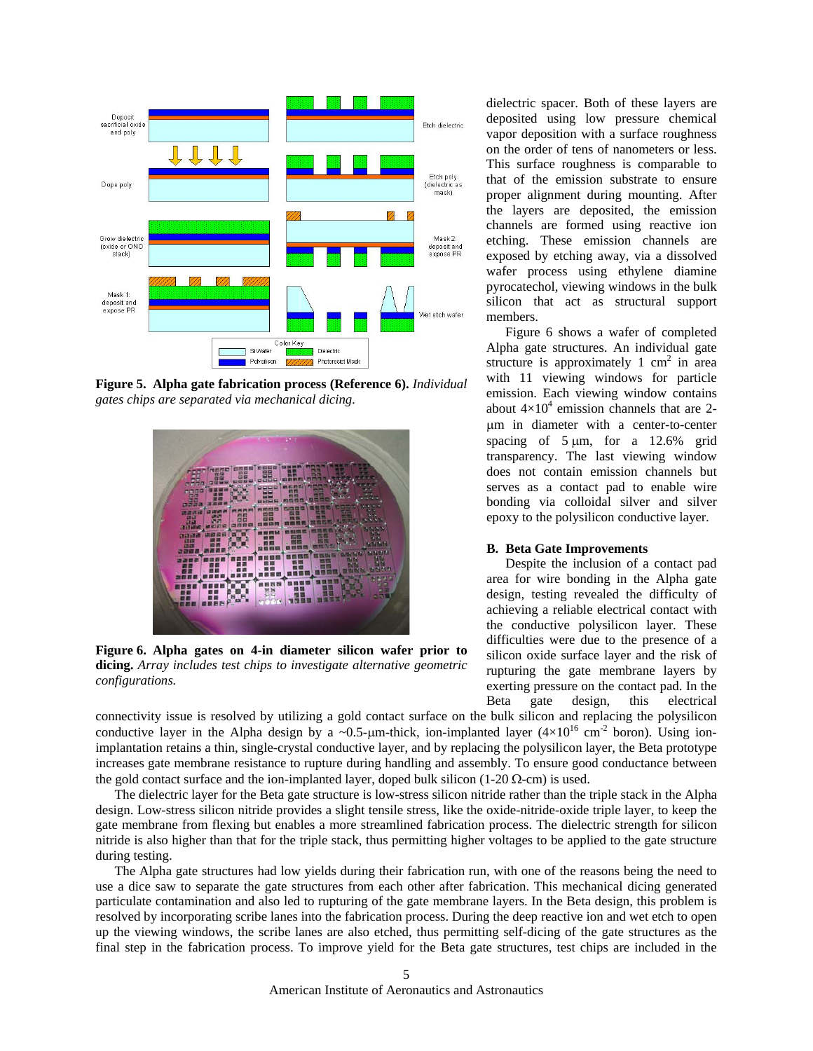**Figure 5. Alpha gate fabrication process (Reference 6).** *Individual gates chips are separated via mechanical dicing.*

**Figure 6. Alpha gates on 4-in diameter silicon wafer prior to dicing.** *Array includes test chips to investigate alternative geometric configurations.*

dielectric spacer. Both of these layers are deposited using low pressure chemical vapor deposition with a surface roughness on the order of tens of nanometers or less. This surface roughness is comparable to that of the emission substrate to ensure proper alignment during mounting. After the layers are deposited, the emission channels are formed using reactive ion etching. These emission channels are exposed by etching away, via a dissolved wafer process using ethylene diamine pyrocatechol, viewing windows in the bulk silicon that act as structural support members.

Figure 6 shows a wafer of completed Alpha gate structures. An individual gate structure is approximately 1 $cm^2$ in area with 11 viewing windows for particle emission. Each viewing window contains about $4\times10^4$ emission channels that are 2-μm in diameter with a center-to-center spacing of 5 μm, for a 12.6% grid transparency. The last viewing window does not contain emission channels but serves as a contact pad to enable wire bonding via colloidal silver and silver epoxy to the polysilicon conductive layer.

### B. Beta Gate Improvements

Despite the inclusion of a contact pad area for wire bonding in the Alpha gate design, testing revealed the difficulty of achieving a reliable electrical contact with the conductive polysilicon layer. These difficulties were due to the presence of a silicon oxide surface layer and the risk of rupturing the gate membrane layers by exerting pressure on the contact pad. In the Beta gate design, this electrical connectivity issue is resolved by utilizing a gold contact surface on the bulk silicon and replacing the polysilicon conductive layer in the Alpha design by a ~0.5-μm-thick, ion-implanted layer ($4\times10^{16}$ $cm^{-2}$ boron). Using ion-implantation retains a thin, single-crystal conductive layer, and by replacing the polysilicon layer, the Beta prototype increases gate membrane resistance to rupture during handling and assembly. To ensure good conductance between the gold contact surface and the ion-implanted layer, doped bulk silicon (1-20 Ω-cm) is used.

The dielectric layer for the Beta gate structure is low-stress silicon nitride rather than the triple stack in the Alpha design. Low-stress silicon nitride provides a slight tensile stress, like the oxide-nitride-oxide triple layer, to keep the gate membrane from flexing but enables a more streamlined fabrication process. The dielectric strength for silicon nitride is also higher than that for the triple stack, thus permitting higher voltages to be applied to the gate structure during testing.

The Alpha gate structures had low yields during their fabrication run, with one of the reasons being the need to use a dice saw to separate the gate structures from each other after fabrication. This mechanical dicing generated particulate contamination and also led to rupturing of the gate membrane layers. In the Beta design, this problem is resolved by incorporating scribe lanes into the fabrication process. During the deep reactive ion and wet etch to open up the viewing windows, the scribe lanes are also etched, thus permitting self-dicing of the gate structures as the final step in the fabrication process. To improve yield for the Beta gate structures, test chips are included in the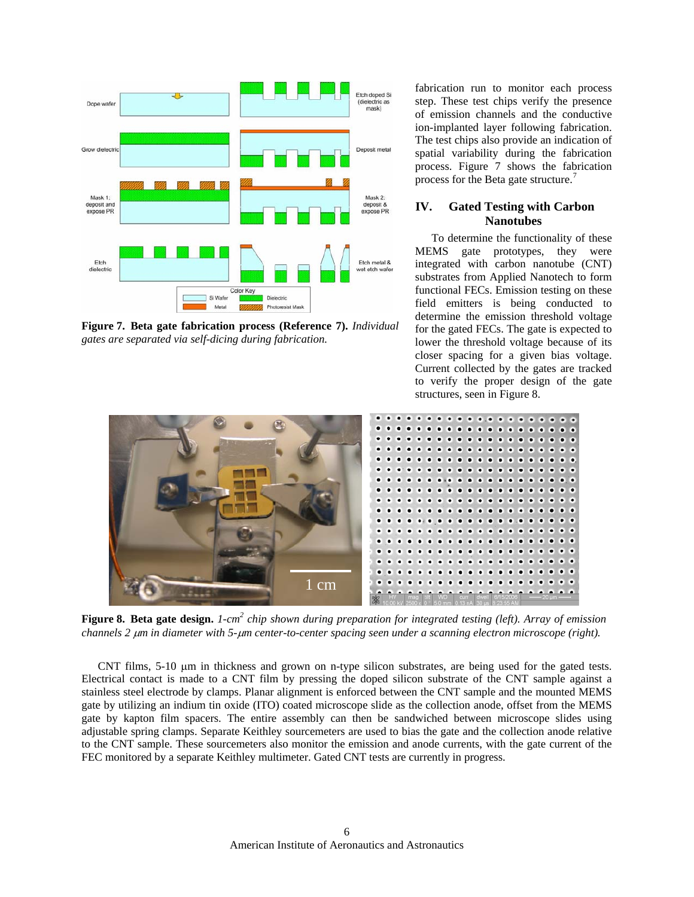**Figure 7. Beta gate fabrication process (Reference 7).** *Individual gates are separated via self-dicing during fabrication.*

fabrication run to monitor each process step. These test chips verify the presence of emission channels and the conductive ion-implanted layer following fabrication. The test chips also provide an indication of spatial variability during the fabrication process. Figure 7 shows the fabrication process for the Beta gate structure.[7]

## IV. Gated Testing with Carbon Nanotubes

To determine the functionality of these MEMS gate prototypes, they were integrated with carbon nanotube (CNT) substrates from Applied Nanotech to form functional FECs. Emission testing on these field emitters is being conducted to determine the emission threshold voltage for the gated FECs. The gate is expected to lower the threshold voltage because of its closer spacing for a given bias voltage. Current collected by the gates are tracked to verify the proper design of the gate structures, seen in Figure 8.

**Figure 8. Beta gate design.** *1-cm² chip shown during preparation for integrated testing (left). Array of emission channels 2 μm in diameter with 5-μm center-to-center spacing seen under a scanning electron microscope (right).*

CNT films, 5-10 μm in thickness and grown on n-type silicon substrates, are being used for the gated tests. Electrical contact is made to a CNT film by pressing the doped silicon substrate of the CNT sample against a stainless steel electrode by clamps. Planar alignment is enforced between the CNT sample and the mounted MEMS gate by utilizing an indium tin oxide (ITO) coated microscope slide as the collection anode, offset from the MEMS gate by kapton film spacers. The entire assembly can then be sandwiched between microscope slides using adjustable spring clamps. Separate Keithley sourcemeters are used to bias the gate and the collection anode relative to the CNT sample. These sourcemeters also monitor the emission and anode currents, with the gate current of the FEC monitored by a separate Keithley multimeter. Gated CNT tests are currently in progress.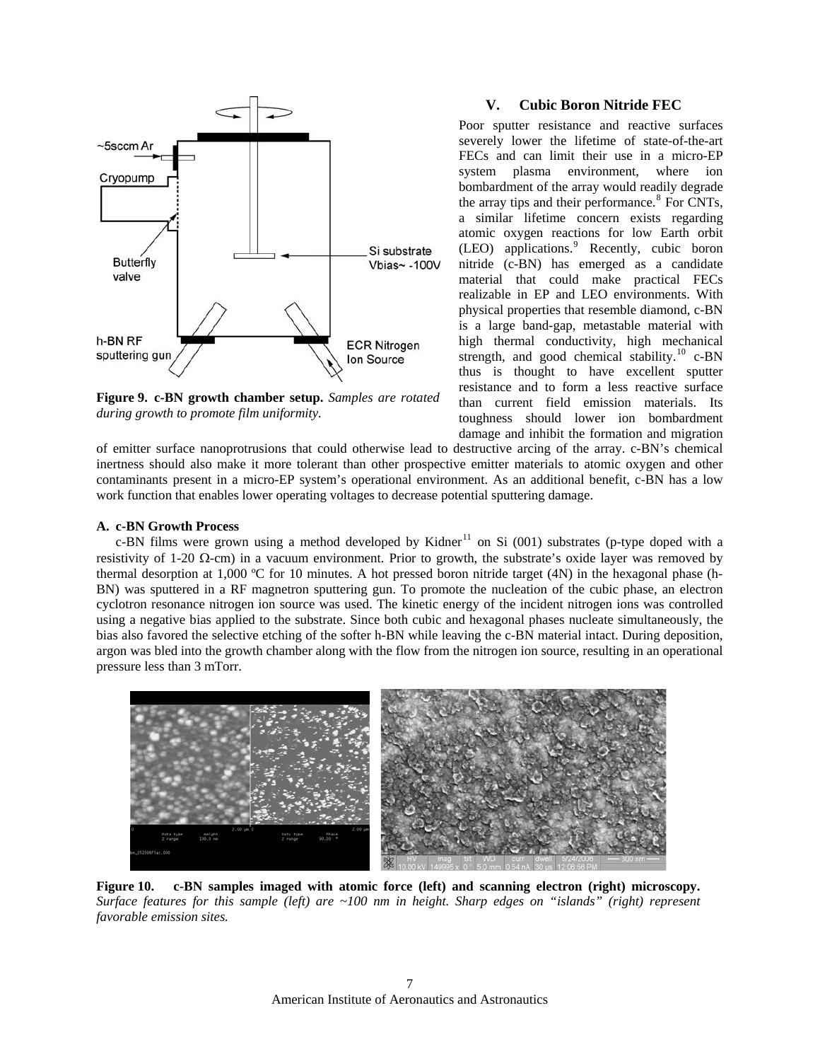## V. Cubic Boron Nitride FEC

Poor sputter resistance and reactive surfaces severely lower the lifetime of state-of-the-art FECs and can limit their use in a micro-EP system plasma environment, where ion bombardment of the array would readily degrade the array tips and their performance.[8] For CNTs, a similar lifetime concern exists regarding atomic oxygen reactions for low Earth orbit (LEO) applications.[9] Recently, cubic boron nitride (c-BN) has emerged as a candidate material that could make practical FECs realizable in EP and LEO environments. With physical properties that resemble diamond, c-BN is a large band-gap, metastable material with high thermal conductivity, high mechanical strength, and good chemical stability.[10] c-BN thus is thought to have excellent sputter resistance and to form a less reactive surface than current field emission materials. Its toughness should lower ion bombardment damage and inhibit the formation and migration of emitter surface nanoprotrusions that could otherwise lead to destructive arcing of the array. c-BN's chemical inertness should also make it more tolerant than other prospective emitter materials to atomic oxygen and other contaminants present in a micro-EP system's operational environment. As an additional benefit, c-BN has a low work function that enables lower operating voltages to decrease potential sputtering damage.

**Figure 9. c-BN growth chamber setup.** *Samples are rotated during growth to promote film uniformity.*

### A. c-BN Growth Process

c-BN films were grown using a method developed by Kidner[11] on Si (001) substrates (p-type doped with a resistivity of 1-20 $\Omega$-cm) in a vacuum environment. Prior to growth, the substrate's oxide layer was removed by thermal desorption at 1,000 ºC for 10 minutes. A hot pressed boron nitride target (4N) in the hexagonal phase (h-BN) was sputtered in a RF magnetron sputtering gun. To promote the nucleation of the cubic phase, an electron cyclotron resonance nitrogen ion source was used. The kinetic energy of the incident nitrogen ions was controlled using a negative bias applied to the substrate. Since both cubic and hexagonal phases nucleate simultaneously, the bias also favored the selective etching of the softer h-BN while leaving the c-BN material intact. During deposition, argon was bled into the growth chamber along with the flow from the nitrogen ion source, resulting in an operational pressure less than 3 mTorr.

**Figure 10. c-BN samples imaged with atomic force (left) and scanning electron (right) microscopy.** *Surface features for this sample (left) are ~100 nm in height. Sharp edges on "islands" (right) represent favorable emission sites.*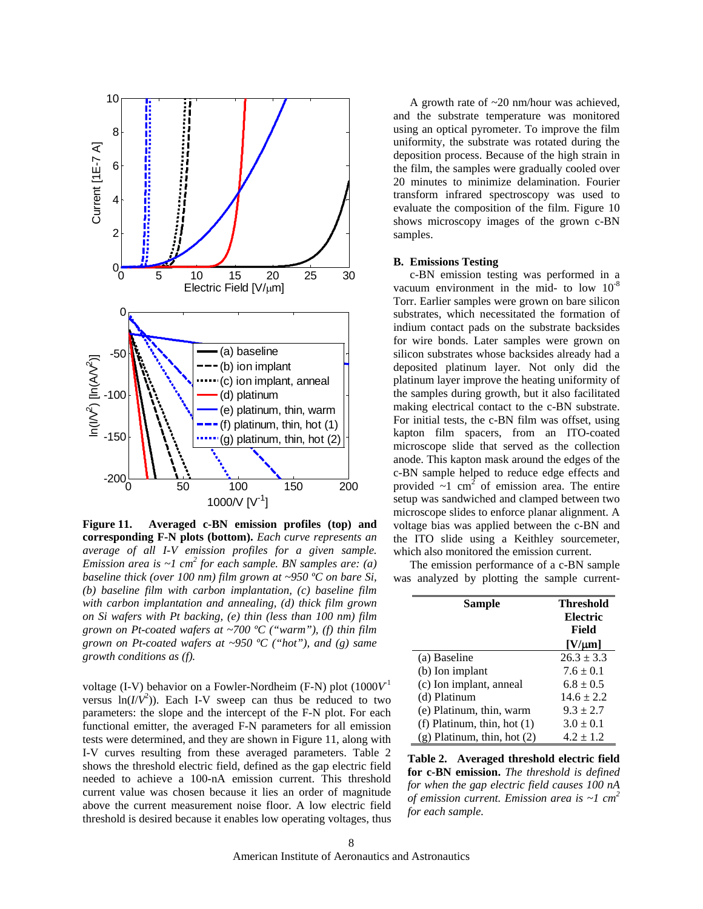**Figure 11. Averaged c-BN emission profiles (top) and corresponding F-N plots (bottom).** *Each curve represents an average of all I-V emission profiles for a given sample. Emission area is ~1 cm² for each sample. BN samples are: (a) baseline thick (over 100 nm) film grown at ~950 ºC on bare Si, (b) baseline film with carbon implantation, (c) baseline film with carbon implantation and annealing, (d) thick film grown on Si wafers with Pt backing, (e) thin (less than 100 nm) film grown on Pt-coated wafers at ~700 ºC ("warm"), (f) thin film grown on Pt-coated wafers at ~950 ºC ("hot"), and (g) same growth conditions as (f).*

voltage (I-V) behavior on a Fowler-Nordheim (F-N) plot ($1000V^{-1}$ versus $\ln(I/V^2)$). Each I-V sweep can thus be reduced to two parameters: the slope and the intercept of the F-N plot. For each functional emitter, the averaged F-N parameters for all emission tests were determined, and they are shown in Figure 11, along with I-V curves resulting from these averaged parameters. Table 2 shows the threshold electric field, defined as the gap electric field needed to achieve a 100-nA emission current. This threshold current value was chosen because it lies an order of magnitude above the current measurement noise floor. A low electric field threshold is desired because it enables low operating voltages, thus

A growth rate of ~20 nm/hour was achieved, and the substrate temperature was monitored using an optical pyrometer. To improve the film uniformity, the substrate was rotated during the deposition process. Because of the high strain in the film, the samples were gradually cooled over 20 minutes to minimize delamination. Fourier transform infrared spectroscopy was used to evaluate the composition of the film. Figure 10 shows microscopy images of the grown c-BN samples.

### B. Emissions Testing

c-BN emission testing was performed in a vacuum environment in the mid- to low $10^{-8}$ Torr. Earlier samples were grown on bare silicon substrates, which necessitated the formation of indium contact pads on the substrate backsides for wire bonds. Later samples were grown on silicon substrates whose backsides already had a deposited platinum layer. Not only did the platinum layer improve the heating uniformity of the samples during growth, but it also facilitated making electrical contact to the c-BN substrate. For initial tests, the c-BN film was offset, using kapton film spacers, from an ITO-coated microscope slide that served as the collection anode. This kapton mask around the edges of the c-BN sample helped to reduce edge effects and provided ~1 cm² of emission area. The entire setup was sandwiched and clamped between two microscope slides to enforce planar alignment. A voltage bias was applied between the c-BN and the ITO slide using a Keithley sourcemeter, which also monitored the emission current.

The emission performance of a c-BN sample was analyzed by plotting the sample current-

| Sample | Threshold Electric Field [V/μm] |
|---|---|
| (a) Baseline | 26.3 ± 3.3 |
| (b) Ion implant | 7.6 ± 0.1 |
| (c) Ion implant, anneal | 6.8 ± 0.5 |
| (d) Platinum | 14.6 ± 2.2 |
| (e) Platinum, thin, warm | 9.3 ± 2.7 |
| (f) Platinum, thin, hot (1) | 3.0 ± 0.1 |
| (g) Platinum, thin, hot (2) | 4.2 ± 1.2 |

**Table 2. Averaged threshold electric field for c-BN emission.** *The threshold is defined for when the gap electric field causes 100 nA of emission current. Emission area is ~1 cm² for each sample.*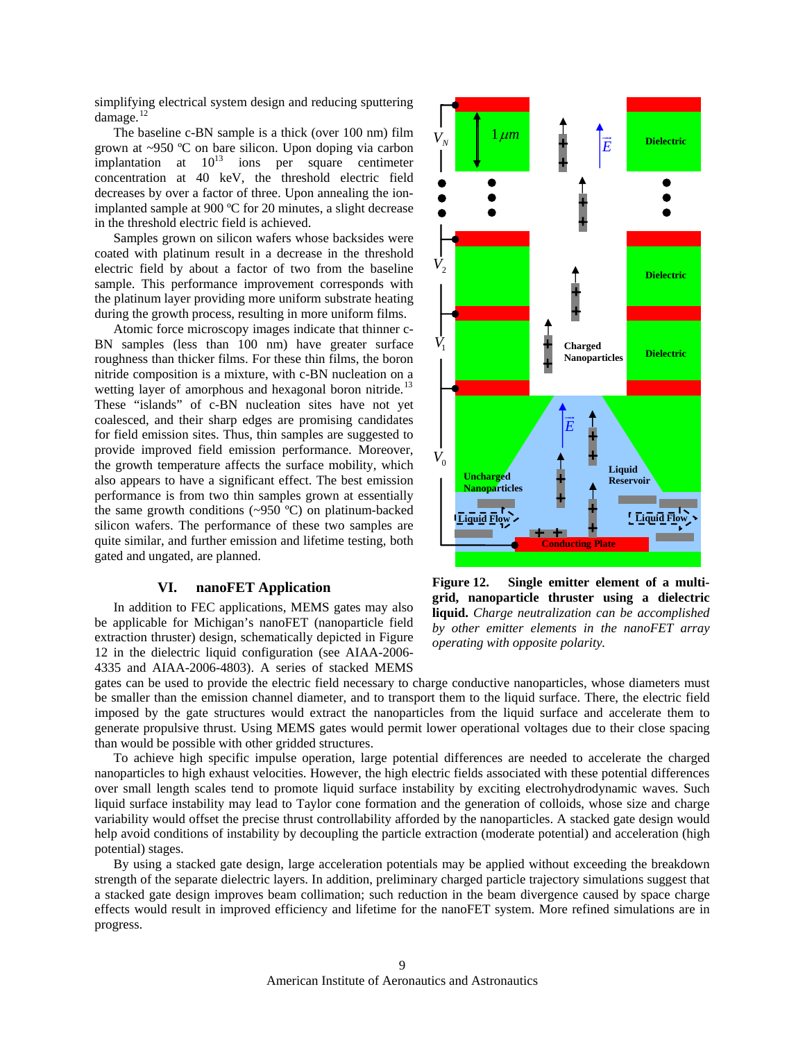simplifying electrical system design and reducing sputtering damage.[12]

The baseline c-BN sample is a thick (over 100 nm) film grown at ~950 ºC on bare silicon. Upon doping via carbon implantation at $10^{13}$ ions per square centimeter concentration at 40 keV, the threshold electric field decreases by over a factor of three. Upon annealing the ion-implanted sample at 900 ºC for 20 minutes, a slight decrease in the threshold electric field is achieved.

Samples grown on silicon wafers whose backsides were coated with platinum result in a decrease in the threshold electric field by about a factor of two from the baseline sample. This performance improvement corresponds with the platinum layer providing more uniform substrate heating during the growth process, resulting in more uniform films.

Atomic force microscopy images indicate that thinner c-BN samples (less than 100 nm) have greater surface roughness than thicker films. For these thin films, the boron nitride composition is a mixture, with c-BN nucleation on a wetting layer of amorphous and hexagonal boron nitride.[13] These "islands" of c-BN nucleation sites have not yet coalesced, and their sharp edges are promising candidates for field emission sites. Thus, thin samples are suggested to provide improved field emission performance. Moreover, the growth temperature affects the surface mobility, which also appears to have a significant effect. The best emission performance is from two thin samples grown at essentially the same growth conditions (~950 ºC) on platinum-backed silicon wafers. The performance of these two samples are quite similar, and further emission and lifetime testing, both gated and ungated, are planned.

## VI. nanoFET Application

In addition to FEC applications, MEMS gates may also be applicable for Michigan's nanoFET (nanoparticle field extraction thruster) design, schematically depicted in Figure 12 in the dielectric liquid configuration (see AIAA-2006-4335 and AIAA-2006-4803). A series of stacked MEMS gates can be used to provide the electric field necessary to charge conductive nanoparticles, whose diameters must be smaller than the emission channel diameter, and to transport them to the liquid surface. There, the electric field imposed by the gate structures would extract the nanoparticles from the liquid surface and accelerate them to generate propulsive thrust. Using MEMS gates would permit lower operational voltages due to their close spacing than would be possible with other gridded structures.

**Figure 12. Single emitter element of a multi-grid, nanoparticle thruster using a dielectric liquid.** *Charge neutralization can be accomplished by other emitter elements in the nanoFET array operating with opposite polarity.*

To achieve high specific impulse operation, large potential differences are needed to accelerate the charged nanoparticles to high exhaust velocities. However, the high electric fields associated with these potential differences over small length scales tend to promote liquid surface instability by exciting electrohydrodynamic waves. Such liquid surface instability may lead to Taylor cone formation and the generation of colloids, whose size and charge variability would offset the precise thrust controllability afforded by the nanoparticles. A stacked gate design would help avoid conditions of instability by decoupling the particle extraction (moderate potential) and acceleration (high potential) stages.

By using a stacked gate design, large acceleration potentials may be applied without exceeding the breakdown strength of the separate dielectric layers. In addition, preliminary charged particle trajectory simulations suggest that a stacked gate design improves beam collimation; such reduction in the beam divergence caused by space charge effects would result in improved efficiency and lifetime for the nanoFET system. More refined simulations are in progress.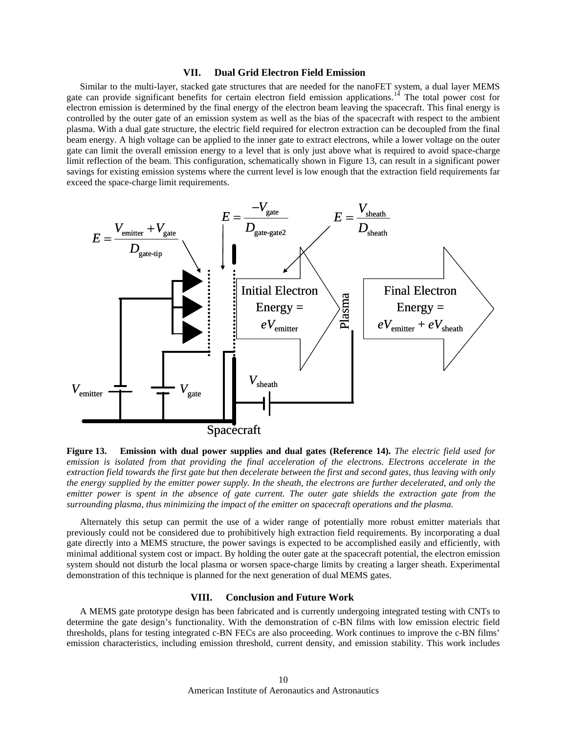## VII. Dual Grid Electron Field Emission

Similar to the multi-layer, stacked gate structures that are needed for the nanoFET system, a dual layer MEMS gate can provide significant benefits for certain electron field emission applications.[14] The total power cost for electron emission is determined by the final energy of the electron beam leaving the spacecraft. This final energy is controlled by the outer gate of an emission system as well as the bias of the spacecraft with respect to the ambient plasma. With a dual gate structure, the electric field required for electron extraction can be decoupled from the final beam energy. A high voltage can be applied to the inner gate to extract electrons, while a lower voltage on the outer gate can limit the overall emission energy to a level that is only just above what is required to avoid space-charge limit reflection of the beam. This configuration, schematically shown in Figure 13, can result in a significant power savings for existing emission systems where the current level is low enough that the extraction field requirements far exceed the space-charge limit requirements.

$$E = \frac{V_{emitter} + V_{gate}}{D_{gate\text{-}tip}} \qquad E = \frac{-V_{gate}}{D_{gate\text{-}gate2}} \qquad E = \frac{V_{sheath}}{D_{sheath}}$$

Initial Electron Energy = $eV_{emitter}$

Plasma

Final Electron Energy = $eV_{emitter} + eV_{sheath}$

$V_{emitter}$ $V_{gate}$ $V_{sheath}$

Spacecraft

**Figure 13. Emission with dual power supplies and dual gates (Reference 14).** *The electric field used for emission is isolated from that providing the final acceleration of the electrons. Electrons accelerate in the extraction field towards the first gate but then decelerate between the first and second gates, thus leaving with only the energy supplied by the emitter power supply. In the sheath, the electrons are further decelerated, and only the emitter power is spent in the absence of gate current. The outer gate shields the extraction gate from the surrounding plasma, thus minimizing the impact of the emitter on spacecraft operations and the plasma.*

Alternately this setup can permit the use of a wider range of potentially more robust emitter materials that previously could not be considered due to prohibitively high extraction field requirements. By incorporating a dual gate directly into a MEMS structure, the power savings is expected to be accomplished easily and efficiently, with minimal additional system cost or impact. By holding the outer gate at the spacecraft potential, the electron emission system should not disturb the local plasma or worsen space-charge limits by creating a larger sheath. Experimental demonstration of this technique is planned for the next generation of dual MEMS gates.

## VIII. Conclusion and Future Work

A MEMS gate prototype design has been fabricated and is currently undergoing integrated testing with CNTs to determine the gate design's functionality. With the demonstration of c-BN films with low emission electric field thresholds, plans for testing integrated c-BN FECs are also proceeding. Work continues to improve the c-BN films' emission characteristics, including emission threshold, current density, and emission stability. This work includes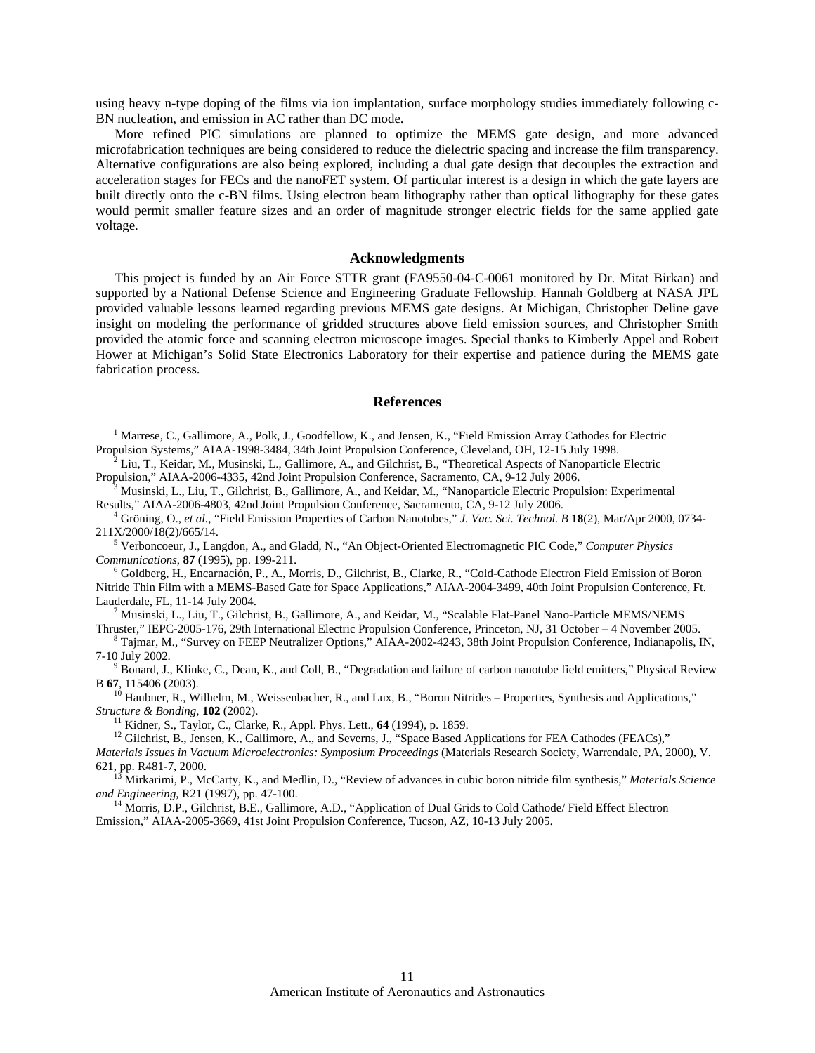using heavy n-type doping of the films via ion implantation, surface morphology studies immediately following c-BN nucleation, and emission in AC rather than DC mode.

More refined PIC simulations are planned to optimize the MEMS gate design, and more advanced microfabrication techniques are being considered to reduce the dielectric spacing and increase the film transparency. Alternative configurations are also being explored, including a dual gate design that decouples the extraction and acceleration stages for FECs and the nanoFET system. Of particular interest is a design in which the gate layers are built directly onto the c-BN films. Using electron beam lithography rather than optical lithography for these gates would permit smaller feature sizes and an order of magnitude stronger electric fields for the same applied gate voltage.

## Acknowledgments

This project is funded by an Air Force STTR grant (FA9550-04-C-0061 monitored by Dr. Mitat Birkan) and supported by a National Defense Science and Engineering Graduate Fellowship. Hannah Goldberg at NASA JPL provided valuable lessons learned regarding previous MEMS gate designs. At Michigan, Christopher Deline gave insight on modeling the performance of gridded structures above field emission sources, and Christopher Smith provided the atomic force and scanning electron microscope images. Special thanks to Kimberly Appel and Robert Hower at Michigan's Solid State Electronics Laboratory for their expertise and patience during the MEMS gate fabrication process.

## References

[1] Marrese, C., Gallimore, A., Polk, J., Goodfellow, K., and Jensen, K., "Field Emission Array Cathodes for Electric Propulsion Systems," AIAA-1998-3484, 34th Joint Propulsion Conference, Cleveland, OH, 12-15 July 1998.

[2] Liu, T., Keidar, M., Musinski, L., Gallimore, A., and Gilchrist, B., "Theoretical Aspects of Nanoparticle Electric Propulsion," AIAA-2006-4335, 42nd Joint Propulsion Conference, Sacramento, CA, 9-12 July 2006.

[3] Musinski, L., Liu, T., Gilchrist, B., Gallimore, A., and Keidar, M., "Nanoparticle Electric Propulsion: Experimental Results," AIAA-2006-4803, 42nd Joint Propulsion Conference, Sacramento, CA, 9-12 July 2006.

[4] Gröning, O., *et al.*, "Field Emission Properties of Carbon Nanotubes," *J. Vac. Sci. Technol. B* **18**(2), Mar/Apr 2000, 0734-211X/2000/18(2)/665/14.

[5] Verboncoeur, J., Langdon, A., and Gladd, N., "An Object-Oriented Electromagnetic PIC Code," *Computer Physics Communications*, **87** (1995), pp. 199-211.

[6] Goldberg, H., Encarnación, P., A., Morris, D., Gilchrist, B., Clarke, R., "Cold-Cathode Electron Field Emission of Boron Nitride Thin Film with a MEMS-Based Gate for Space Applications," AIAA-2004-3499, 40th Joint Propulsion Conference, Ft. Lauderdale, FL, 11-14 July 2004.

[7] Musinski, L., Liu, T., Gilchrist, B., Gallimore, A., and Keidar, M., "Scalable Flat-Panel Nano-Particle MEMS/NEMS Thruster," IEPC-2005-176, 29th International Electric Propulsion Conference, Princeton, NJ, 31 October – 4 November 2005.

[8] Tajmar, M., "Survey on FEEP Neutralizer Options," AIAA-2002-4243, 38th Joint Propulsion Conference, Indianapolis, IN, 7-10 July 2002.

[9] Bonard, J., Klinke, C., Dean, K., and Coll, B., "Degradation and failure of carbon nanotube field emitters," Physical Review B **67**, 115406 (2003).

[10] Haubner, R., Wilhelm, M., Weissenbacher, R., and Lux, B., "Boron Nitrides – Properties, Synthesis and Applications," *Structure & Bonding*, **102** (2002).

[11] Kidner, S., Taylor, C., Clarke, R., Appl. Phys. Lett., **64** (1994), p. 1859.

[12] Gilchrist, B., Jensen, K., Gallimore, A., and Severns, J., "Space Based Applications for FEA Cathodes (FEACs)," *Materials Issues in Vacuum Microelectronics: Symposium Proceedings* (Materials Research Society, Warrendale, PA, 2000), V. 621, pp. R481-7, 2000.

[13] Mirkarimi, P., McCarty, K., and Medlin, D., "Review of advances in cubic boron nitride film synthesis," *Materials Science and Engineering*, R21 (1997), pp. 47-100.

[14] Morris, D.P., Gilchrist, B.E., Gallimore, A.D., "Application of Dual Grids to Cold Cathode/ Field Effect Electron Emission," AIAA-2005-3669, 41st Joint Propulsion Conference, Tucson, AZ, 10-13 July 2005.